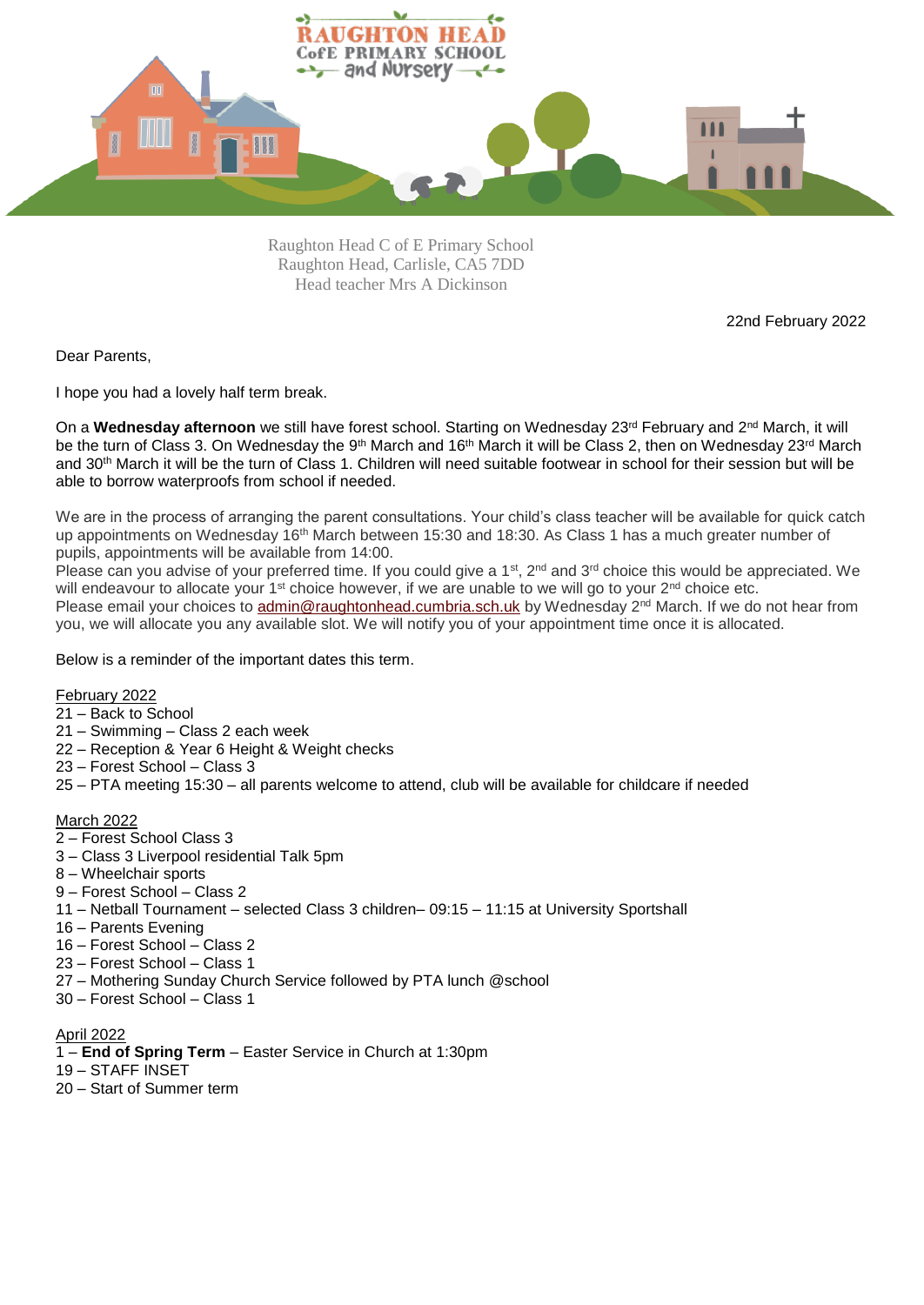Raughton Head C of E Primary School
Raughton Head, Carlisle, CA5 7DD
Head teacher Mrs A Dickinson

22nd February 2022

Dear Parents,

I hope you had a lovely half term break.

On a **Wednesday afternoon** we still have forest school. Starting on Wednesday 23rd February and 2nd March, it will be the turn of Class 3. On Wednesday the 9th March and 16th March it will be Class 2, then on Wednesday 23rd March and 30th March it will be the turn of Class 1. Children will need suitable footwear in school for their session but will be able to borrow waterproofs from school if needed.

We are in the process of arranging the parent consultations. Your child's class teacher will be available for quick catch up appointments on Wednesday 16th March between 15:30 and 18:30. As Class 1 has a much greater number of pupils, appointments will be available from 14:00.
Please can you advise of your preferred time. If you could give a 1st, 2nd and 3rd choice this would be appreciated. We will endeavour to allocate your 1st choice however, if we are unable to we will go to your 2nd choice etc.
Please email your choices to admin@raughtonhead.cumbria.sch.uk by Wednesday 2nd March. If we do not hear from you, we will allocate you any available slot. We will notify you of your appointment time once it is allocated.

Below is a reminder of the important dates this term.

<u>February 2022</u>
21 – Back to School
21 – Swimming – Class 2 each week
22 – Reception & Year 6 Height & Weight checks
23 – Forest School – Class 3
25 – PTA meeting 15:30 – all parents welcome to attend, club will be available for childcare if needed

<u>March 2022</u>
2 – Forest School Class 3
3 – Class 3 Liverpool residential Talk 5pm
8 – Wheelchair sports
9 – Forest School – Class 2
11 – Netball Tournament – selected Class 3 children– 09:15 – 11:15 at University Sportshall
16 – Parents Evening
16 – Forest School – Class 2
23 – Forest School – Class 1
27 – Mothering Sunday Church Service followed by PTA lunch @school
30 – Forest School – Class 1

<u>April 2022</u>
1 – **End of Spring Term** – Easter Service in Church at 1:30pm
19 – STAFF INSET
20 – Start of Summer term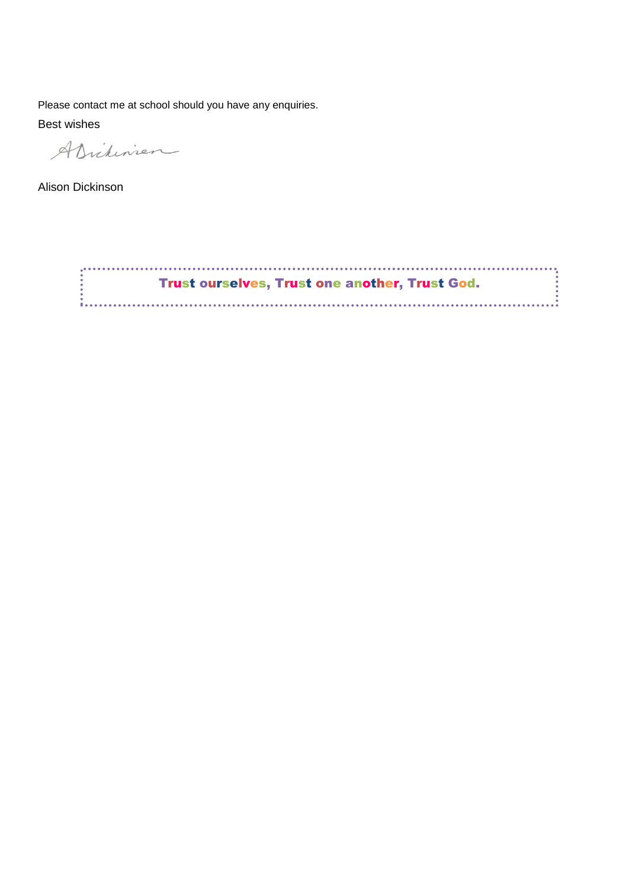Please contact me at school should you have any enquiries.

Best wishes

Alison Dickinson

**Trust ourselves, Trust one another, Trust God.**